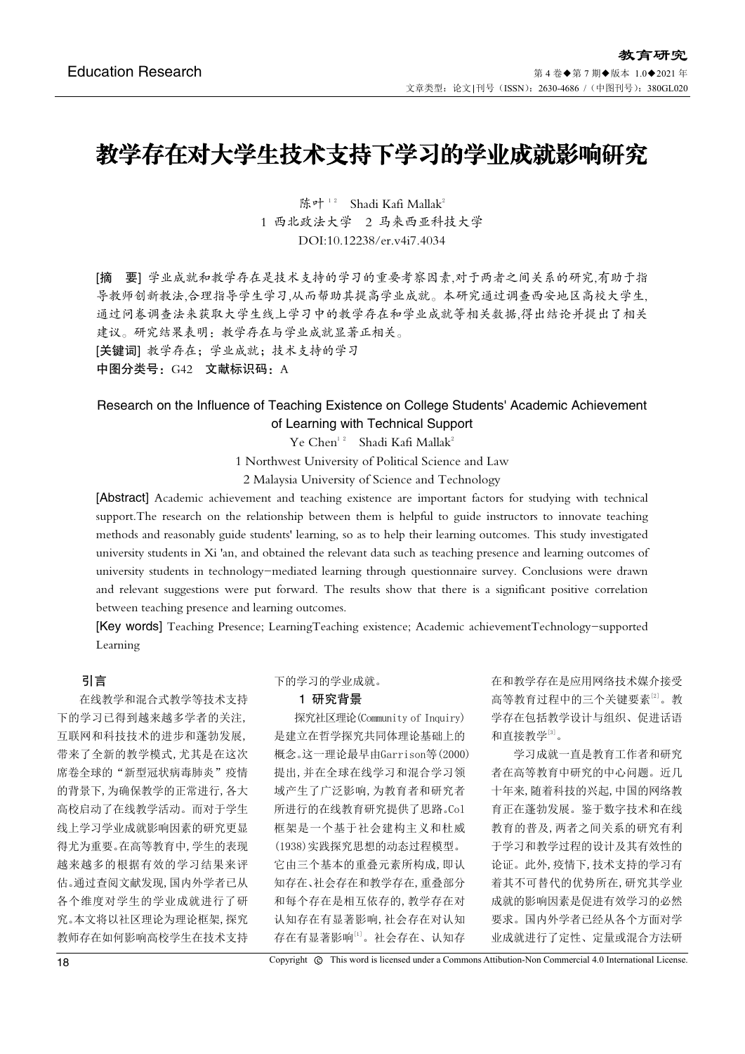# 教学存在对大学生技术支持下学习的学业成就影响研究

陈叶[1 2]　Shadi Kafi Mallak[2]

1 西北政法大学　2 马来西亚科技大学

DOI:10.12238/er.v4i7.4034

**[摘　要]** 学业成就和教学存在是技术支持的学习的重要考察因素,对于两者之间关系的研究,有助于指导教师创新教法,合理指导学生学习,从而帮助其提高学业成就。本研究通过调查西安地区高校大学生,通过问卷调查法来获取大学生线上学习中的教学存在和学业成就等相关数据,得出结论并提出了相关建议。研究结果表明：教学存在与学业成就显著正相关。

**[关键词]** 教学存在；学业成就；技术支持的学习

**中图分类号：** G42　**文献标识码：** A

## Research on the Influence of Teaching Existence on College Students' Academic Achievement of Learning with Technical Support

Ye Chen[1 2]　Shadi Kafi Mallak[2]

1 Northwest University of Political Science and Law

2 Malaysia University of Science and Technology

**[Abstract]** Academic achievement and teaching existence are important factors for studying with technical support.The research on the relationship between them is helpful to guide instructors to innovate teaching methods and reasonably guide students' learning, so as to help their learning outcomes. This study investigated university students in Xi 'an, and obtained the relevant data such as teaching presence and learning outcomes of university students in technology-mediated learning through questionnaire survey. Conclusions were drawn and relevant suggestions were put forward. The results show that there is a significant positive correlation between teaching presence and learning outcomes.

**[Key words]** Teaching Presence; LearningTeaching existence; Academic achievementTechnology-supported Learning

## 引言

在线教学和混合式教学等技术支持下的学习已得到越来越多学者的关注,互联网和科技技术的进步和蓬勃发展,带来了全新的教学模式,尤其是在这次席卷全球的“新型冠状病毒肺炎”疫情的背景下,为确保教学的正常进行,各大高校启动了在线教学活动。而对于学生线上学习学业成就影响因素的研究更显得尤为重要。在高等教育中,学生的表现越来越多的根据有效的学习结果来评估。通过查阅文献发现,国内外学者已从各个维度对学生的学业成就进行了研究。本文将以社区理论为理论框架,探究教师存在如何影响高校学生在技术支持下的学习的学业成就。

## 1 研究背景

探究社区理论(Community of Inquiry)是建立在哲学探究共同体理论基础上的概念。这一理论最早由Garrison等(2000)提出,并在全球在线学习和混合学习领域产生了广泛影响,为教育者和研究者所进行的在线教育研究提供了思路。CoI框架是一个基于社会建构主义和杜威(1938)实践探究思想的动态过程模型。它由三个基本的重叠元素所构成,即认知存在、社会存在和教学存在,重叠部分和每个存在是相互依存的,教学存在对认知存在有显著影响,社会存在对认知存在有显著影响[1]。社会存在、认知存在和教学存在是应用网络技术媒介接受高等教育过程中的三个关键要素[2]。教学存在包括教学设计与组织、促进话语和直接教学[3]。

学习成就一直是教育工作者和研究者在高等教育中研究的中心问题。近几十年来,随着科技的兴起,中国的网络教育正在蓬勃发展。鉴于数字技术和在线教育的普及,两者之间关系的研究有利于学习和教学过程的设计及其有效性的论证。此外,疫情下,技术支持的学习有着其不可替代的优势所在,研究其学业成就的影响因素是促进有效学习的必然要求。国内外学者已经从各个方面对学业成就进行了定性、定量或混合方法研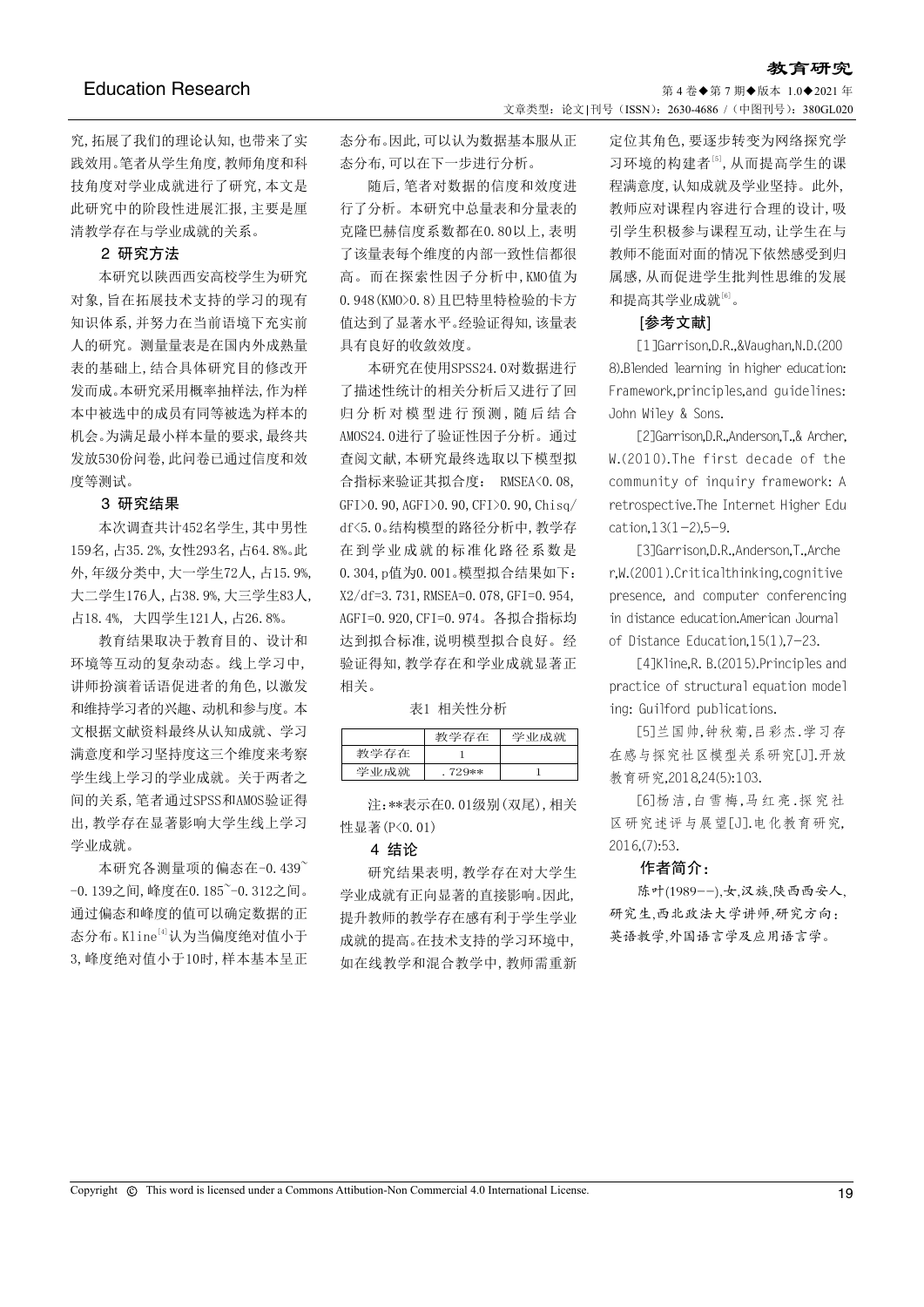究,拓展了我们的理论认知,也带来了实践效用。笔者从学生角度,教师角度和科技角度对学业成就进行了研究,本文是此研究中的阶段性进展汇报,主要是厘清教学存在与学业成就的关系。

## 2 研究方法

本研究以陕西西安高校学生为研究对象,旨在拓展技术支持的学习的现有知识体系,并努力在当前语境下充实前人的研究。测量量表是在国内外成熟量表的基础上,结合具体研究目的修改开发而成。本研究采用概率抽样法,作为样本中被选中的成员有同等被选为样本的机会。为满足最小样本量的要求,最终共发放530份问卷,此问卷已通过信度和效度等测试。

## 3 研究结果

本次调查共计452名学生,其中男性159名,占35.2%,女性293名,占64.8%。此外,年级分类中,大一学生72人,占15.9%,大二学生176人,占38.9%,大三学生83人,占18.4%, 大四学生121人,占26.8%。

教育结果取决于教育目的、设计和环境等互动的复杂动态。线上学习中,讲师扮演着话语促进者的角色,以激发和维持学习者的兴趣、动机和参与度。本文根据文献资料最终从认知成就、学习满意度和学习坚持度这三个维度来考察学生线上学习的学业成就。关于两者之间的关系,笔者通过SPSS和AMOS验证得出,教学存在显著影响大学生线上学习学业成就。

本研究各测量项的偏态在-0.439~-0.139之间,峰度在0.185~-0.312之间。通过偏态和峰度的值可以确定数据的正态分布。Kline[4]认为当偏度绝对值小于3,峰度绝对值小于10时,样本基本呈正态分布。因此,可以认为数据基本服从正态分布,可以在下一步进行分析。

随后,笔者对数据的信度和效度进行了分析。本研究中总量表和分量表的克隆巴赫信度系数都在0.80以上,表明了该量表每个维度的内部一致性信都很高。而在探索性因子分析中,KMO值为0.948(KMO>0.8)且巴特里特检验的卡方值达到了显著水平。经验证得知,该量表具有良好的收敛效度。

本研究在使用SPSS24.0对数据进行了描述性统计的相关分析后又进行了回归分析对模型进行预测,随后结合AMOS24.0进行了验证性因子分析。通过查阅文献,本研究最终选取以下模型拟合指标来验证其拟合度: RMSEA<0.08, GFI>0.90,AGFI>0.90,CFI>0.90,Chisq/df<5.0。结构模型的路径分析中,教学存在到学业成就的标准化路径系数是0.304,p值为0.001。模型拟合结果如下:X2/df=3.731,RMSEA=0.078,GFI=0.954,AGFI=0.920,CFI=0.974。各拟合指标均达到拟合标准,说明模型拟合良好。经验证得知,教学存在和学业成就显著正相关。

表1 相关性分析

| | 教学存在 | 学业成就 |
|---|---|---|
| 教学存在 | 1 | |
| 学业成就 | .729** | 1 |

注:**表示在0.01级别(双尾),相关性显著(P<0.01)

## 4 结论

研究结果表明,教学存在对大学生学业成就有正向显著的直接影响。因此,提升教师的教学存在感有利于学生学业成就的提高。在技术支持的学习环境中,如在线教学和混合教学中,教师需重新定位其角色,要逐步转变为网络探究学习环境的构建者[5],从而提高学生的课程满意度,认知成就及学业坚持。此外,教师应对课程内容进行合理的设计,吸引学生积极参与课程互动,让学生在与教师不能面对面的情况下依然感受到归属感,从而促进学生批判性思维的发展和提高其学业成就[6]。

## [参考文献]

[1]Garrison,D.R.,&Vaughan,N.D.(2008).Blended learning in higher education: Framework,principles,and guidelines: John Wiley & Sons.

[2]Garrison,D.R.,Anderson,T.,& Archer,W.(2010).The first decade of the community of inquiry framework: A retrospective.The Internet Higher Education,13(1-2),5-9.

[3]Garrison,D.R.,Anderson,T.,Archer,W.(2001).Criticalthinking,cognitive presence, and computer conferencing in distance education.American Journal of Distance Education,15(1),7-23.

[4]Kline,R. B.(2015).Principles and practice of structural equation modeling: Guilford publications.

[5]兰国帅,钟秋菊,吕彩杰.学习存在感与探究社区模型关系研究[J].开放教育研究,2018,24(5):103.

[6]杨洁,白雪梅,马红亮.探究社区研究述评与展望[J].电化教育研究,2016,(7):53.

## 作者简介:

陈叶(1989--),女,汉族,陕西西安人,研究生,西北政法大学讲师,研究方向:英语教学,外国语言学及应用语言学。